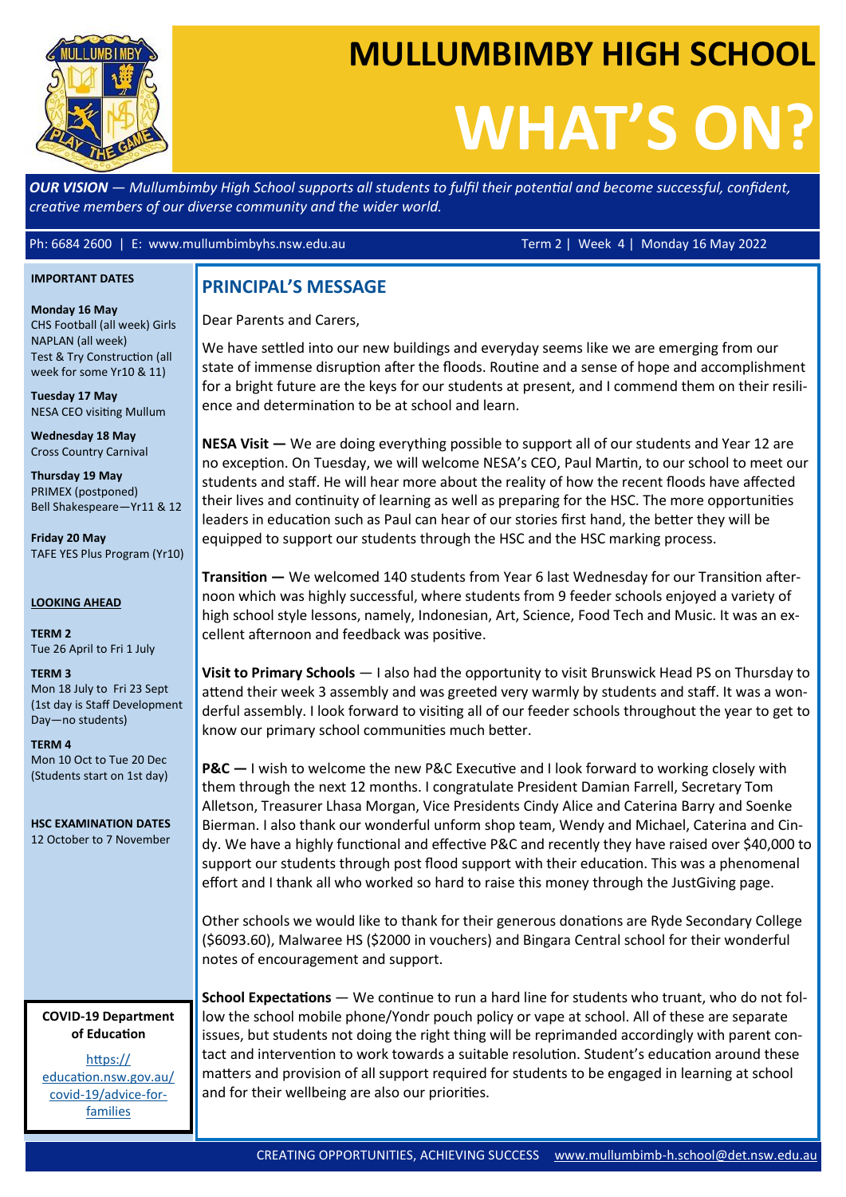# MULLUMBIMBY HIGH SCHOOL

# WHAT'S ON?

***OUR VISION** — Mullumbimby High School supports all students to fulfil their potential and become successful, confident, creative members of our diverse community and the wider world.*

Ph: 6684 2600 | E: www.mullumbimbyhs.nsw.edu.au

Term 2 | Week 4 | Monday 16 May 2022

**IMPORTANT DATES**

**Monday 16 May**
CHS Football (all week) Girls
NAPLAN (all week)
Test & Try Construction (all week for some Yr10 & 11)

**Tuesday 17 May**
NESA CEO visiting Mullum

**Wednesday 18 May**
Cross Country Carnival

**Thursday 19 May**
PRIMEX (postponed)
Bell Shakespeare—Yr11 & 12

**Friday 20 May**
TAFE YES Plus Program (Yr10)

**LOOKING AHEAD**

**TERM 2**
Tue 26 April to Fri 1 July

**TERM 3**
Mon 18 July to Fri 23 Sept (1st day is Staff Development Day—no students)

**TERM 4**
Mon 10 Oct to Tue 20 Dec (Students start on 1st day)

**HSC EXAMINATION DATES**
12 October to 7 November

**COVID-19 Department of Education**

https://education.nsw.gov.au/covid-19/advice-for-families

## PRINCIPAL'S MESSAGE

Dear Parents and Carers,

We have settled into our new buildings and everyday seems like we are emerging from our state of immense disruption after the floods. Routine and a sense of hope and accomplishment for a bright future are the keys for our students at present, and I commend them on their resilience and determination to be at school and learn.

**NESA Visit —** We are doing everything possible to support all of our students and Year 12 are no exception. On Tuesday, we will welcome NESA's CEO, Paul Martin, to our school to meet our students and staff. He will hear more about the reality of how the recent floods have affected their lives and continuity of learning as well as preparing for the HSC. The more opportunities leaders in education such as Paul can hear of our stories first hand, the better they will be equipped to support our students through the HSC and the HSC marking process.

**Transition —** We welcomed 140 students from Year 6 last Wednesday for our Transition afternoon which was highly successful, where students from 9 feeder schools enjoyed a variety of high school style lessons, namely, Indonesian, Art, Science, Food Tech and Music. It was an excellent afternoon and feedback was positive.

**Visit to Primary Schools** — I also had the opportunity to visit Brunswick Head PS on Thursday to attend their week 3 assembly and was greeted very warmly by students and staff. It was a wonderful assembly. I look forward to visiting all of our feeder schools throughout the year to get to know our primary school communities much better.

**P&C —** I wish to welcome the new P&C Executive and I look forward to working closely with them through the next 12 months. I congratulate President Damian Farrell, Secretary Tom Alletson, Treasurer Lhasa Morgan, Vice Presidents Cindy Alice and Caterina Barry and Soenke Bierman. I also thank our wonderful unform shop team, Wendy and Michael, Caterina and Cindy. We have a highly functional and effective P&C and recently they have raised over $40,000 to support our students through post flood support with their education. This was a phenomenal effort and I thank all who worked so hard to raise this money through the JustGiving page.

Other schools we would like to thank for their generous donations are Ryde Secondary College ($6093.60), Malwaree HS ($2000 in vouchers) and Bingara Central school for their wonderful notes of encouragement and support.

**School Expectations** — We continue to run a hard line for students who truant, who do not follow the school mobile phone/Yondr pouch policy or vape at school. All of these are separate issues, but students not doing the right thing will be reprimanded accordingly with parent contact and intervention to work towards a suitable resolution. Student's education around these matters and provision of all support required for students to be engaged in learning at school and for their wellbeing are also our priorities.

CREATING OPPORTUNITIES, ACHIEVING SUCCESS www.mullumbimb-h.school@det.nsw.edu.au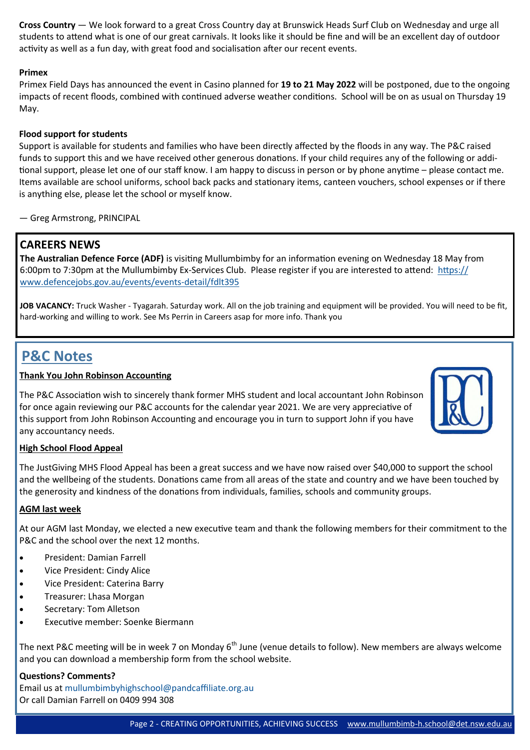**Cross Country** — We look forward to a great Cross Country day at Brunswick Heads Surf Club on Wednesday and urge all students to attend what is one of our great carnivals. It looks like it should be fine and will be an excellent day of outdoor activity as well as a fun day, with great food and socialisation after our recent events.

**Primex**

Primex Field Days has announced the event in Casino planned for **19 to 21 May 2022** will be postponed, due to the ongoing impacts of recent floods, combined with continued adverse weather conditions. School will be on as usual on Thursday 19 May.

**Flood support for students**

Support is available for students and families who have been directly affected by the floods in any way. The P&C raised funds to support this and we have received other generous donations. If your child requires any of the following or additional support, please let one of our staff know. I am happy to discuss in person or by phone anytime – please contact me. Items available are school uniforms, school back packs and stationary items, canteen vouchers, school expenses or if there is anything else, please let the school or myself know.

— Greg Armstrong, PRINCIPAL

## CAREERS NEWS

**The Australian Defence Force (ADF)** is visiting Mullumbimby for an information evening on Wednesday 18 May from 6:00pm to 7:30pm at the Mullumbimby Ex-Services Club. Please register if you are interested to attend: https://www.defencejobs.gov.au/events/events-detail/fdlt395

**JOB VACANCY:** Truck Washer - Tyagarah. Saturday work. All on the job training and equipment will be provided. You will need to be fit, hard-working and willing to work. See Ms Perrin in Careers asap for more info. Thank you

## P&C Notes

**Thank You John Robinson Accounting**

The P&C Association wish to sincerely thank former MHS student and local accountant John Robinson for once again reviewing our P&C accounts for the calendar year 2021. We are very appreciative of this support from John Robinson Accounting and encourage you in turn to support John if you have any accountancy needs.

**High School Flood Appeal**

The JustGiving MHS Flood Appeal has been a great success and we have now raised over $40,000 to support the school and the wellbeing of the students. Donations came from all areas of the state and country and we have been touched by the generosity and kindness of the donations from individuals, families, schools and community groups.

**AGM last week**

At our AGM last Monday, we elected a new executive team and thank the following members for their commitment to the P&C and the school over the next 12 months.

- President: Damian Farrell
- Vice President: Cindy Alice
- Vice President: Caterina Barry
- Treasurer: Lhasa Morgan
- Secretary: Tom Alletson
- Executive member: Soenke Biermann

The next P&C meeting will be in week 7 on Monday 6th June (venue details to follow). New members are always welcome and you can download a membership form from the school website.

**Questions? Comments?**

Email us at mullumbimbyhighschool@pandcaffiliate.org.au

Or call Damian Farrell on 0409 994 308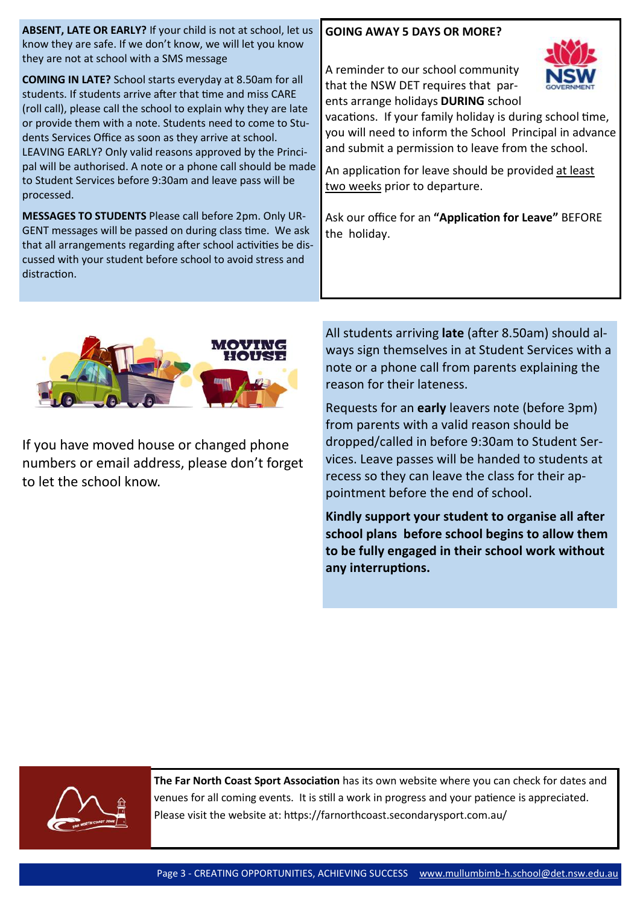**ABSENT, LATE OR EARLY?** If your child is not at school, let us know they are safe. If we don't know, we will let you know they are not at school with a SMS message

**COMING IN LATE?** School starts everyday at 8.50am for all students. If students arrive after that time and miss CARE (roll call), please call the school to explain why they are late or provide them with a note. Students need to come to Students Services Office as soon as they arrive at school. LEAVING EARLY? Only valid reasons approved by the Principal will be authorised. A note or a phone call should be made to Student Services before 9:30am and leave pass will be processed.

**MESSAGES TO STUDENTS** Please call before 2pm. Only URGENT messages will be passed on during class time. We ask that all arrangements regarding after school activities be discussed with your student before school to avoid stress and distraction.

**GOING AWAY 5 DAYS OR MORE?**

A reminder to our school community that the NSW DET requires that parents arrange holidays **DURING** school vacations. If your family holiday is during school time, you will need to inform the School Principal in advance and submit a permission to leave from the school.

An application for leave should be provided at least two weeks prior to departure.

Ask our office for an **"Application for Leave"** BEFORE the holiday.

MOVING HOUSE

If you have moved house or changed phone numbers or email address, please don't forget to let the school know.

All students arriving **late** (after 8.50am) should always sign themselves in at Student Services with a note or a phone call from parents explaining the reason for their lateness.

Requests for an **early** leavers note (before 3pm) from parents with a valid reason should be dropped/called in before 9:30am to Student Services. Leave passes will be handed to students at recess so they can leave the class for their appointment before the end of school.

**Kindly support your student to organise all after school plans before school begins to allow them to be fully engaged in their school work without any interruptions.**

**The Far North Coast Sport Association** has its own website where you can check for dates and venues for all coming events. It is still a work in progress and your patience is appreciated. Please visit the website at: https://farnorthcoast.secondarysport.com.au/